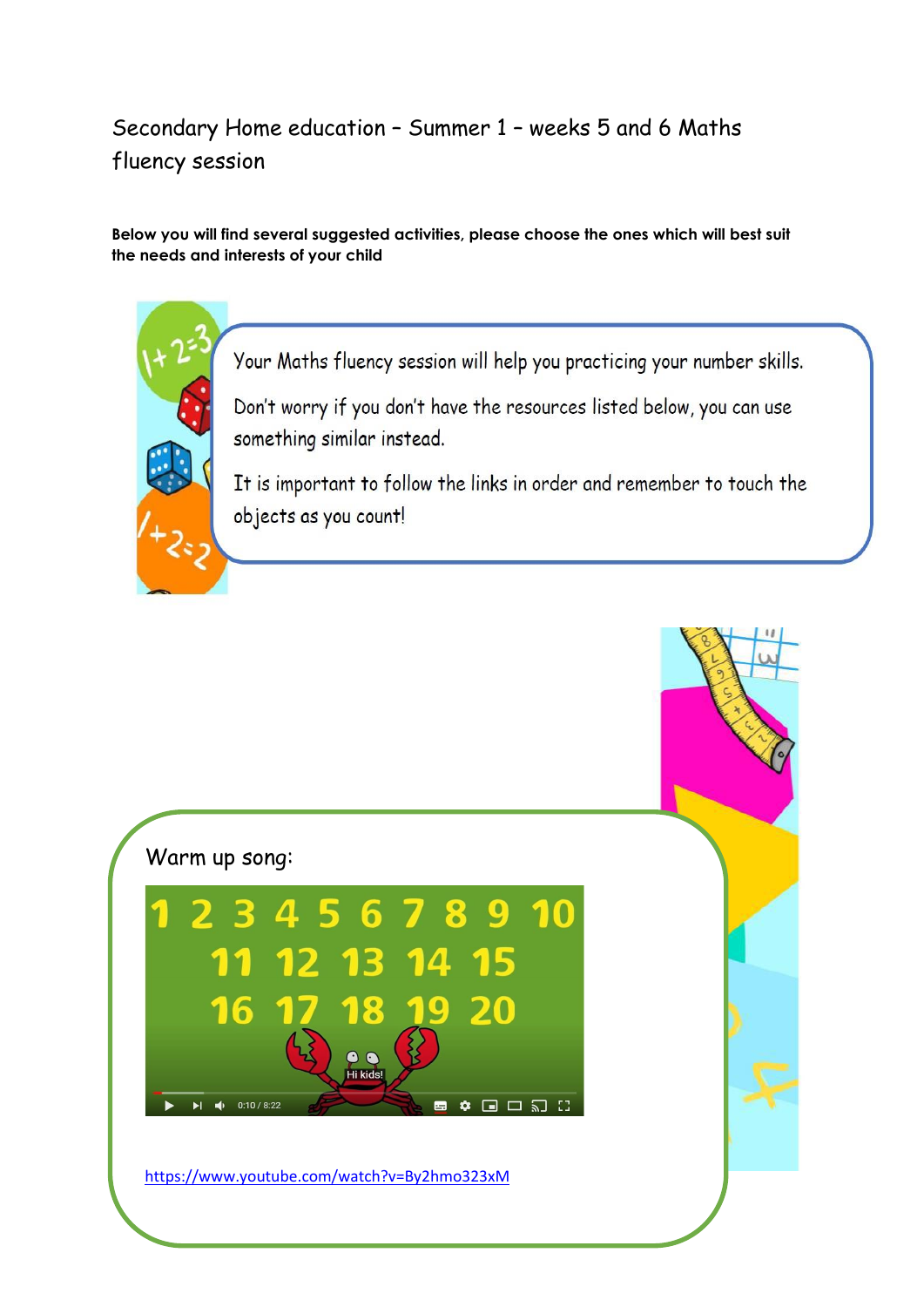# Secondary Home education – Summer 1 – weeks 5 and 6 Maths fluency session

**Below you will find several suggested activities, please choose the ones which will best suit the needs and interests of your child**

Your Maths fluency session will help you practicing your number skills.

Don't worry if you don't have the resources listed below, you can use something similar instead.

It is important to follow the links in order and remember to touch the objects as you count!

Warm up song:

https://www.youtube.com/watch?v=By2hmo323xM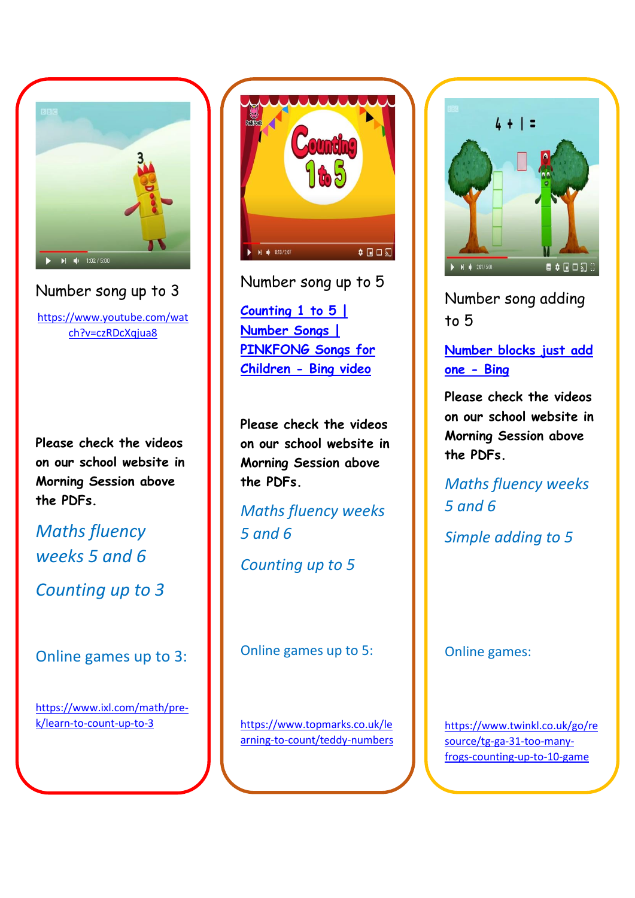Number song up to 3

https://www.youtube.com/watch?v=czRDcXqjua8

Please check the videos on our school website in Morning Session above the PDFs.

*Maths fluency weeks 5 and 6*

*Counting up to 3*

Online games up to 3:

https://www.ixl.com/math/pre-k/learn-to-count-up-to-3

Number song up to 5

Counting 1 to 5 | Number Songs | PINKFONG Songs for Children - Bing video

Please check the videos on our school website in Morning Session above the PDFs.

*Maths fluency weeks 5 and 6*

*Counting up to 5*

Online games up to 5:

https://www.topmarks.co.uk/learning-to-count/teddy-numbers

Number song adding to 5

Number blocks just add one - Bing

Please check the videos on our school website in Morning Session above the PDFs.

*Maths fluency weeks 5 and 6*

*Simple adding to 5*

Online games:

https://www.twinkl.co.uk/go/resource/tg-ga-31-too-many-frogs-counting-up-to-10-game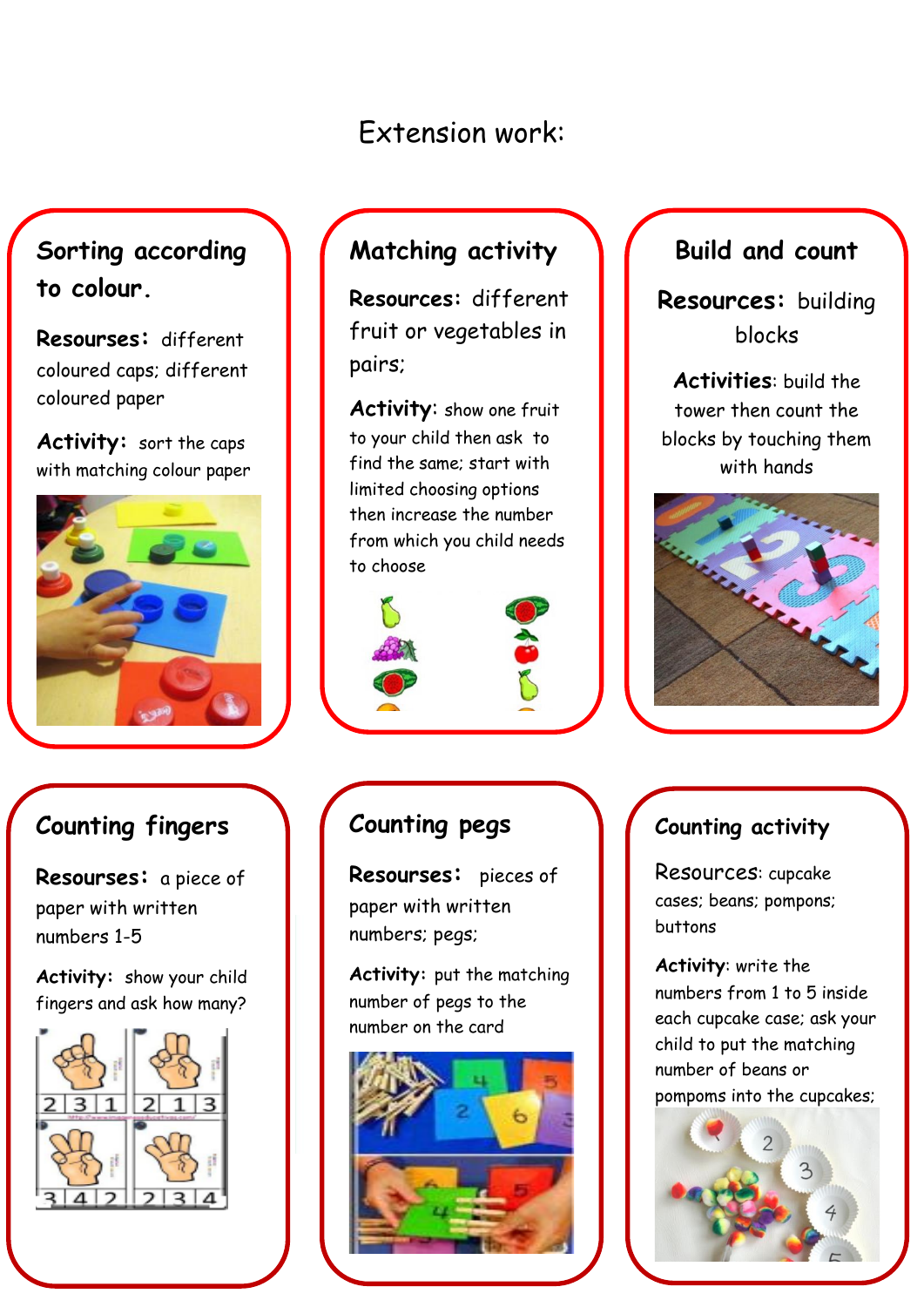# Extension work:

## Sorting according to colour.

**Resourses:** different coloured caps; different coloured paper

**Activity:** sort the caps with matching colour paper

## Matching activity

**Resources:** different fruit or vegetables in pairs;

**Activity:** show one fruit to your child then ask to find the same; start with limited choosing options then increase the number from which you child needs to choose

## Build and count

**Resources:** building blocks

**Activities:** build the tower then count the blocks by touching them with hands

## Counting fingers

**Resourses:** a piece of paper with written numbers 1-5

**Activity:** show your child fingers and ask how many?

## Counting pegs

**Resourses:** pieces of paper with written numbers; pegs;

**Activity:** put the matching number of pegs to the number on the card

## Counting activity

**Resources:** cupcake cases; beans; pompons; buttons

**Activity:** write the numbers from 1 to 5 inside each cupcake case; ask your child to put the matching number of beans or pompoms into the cupcakes;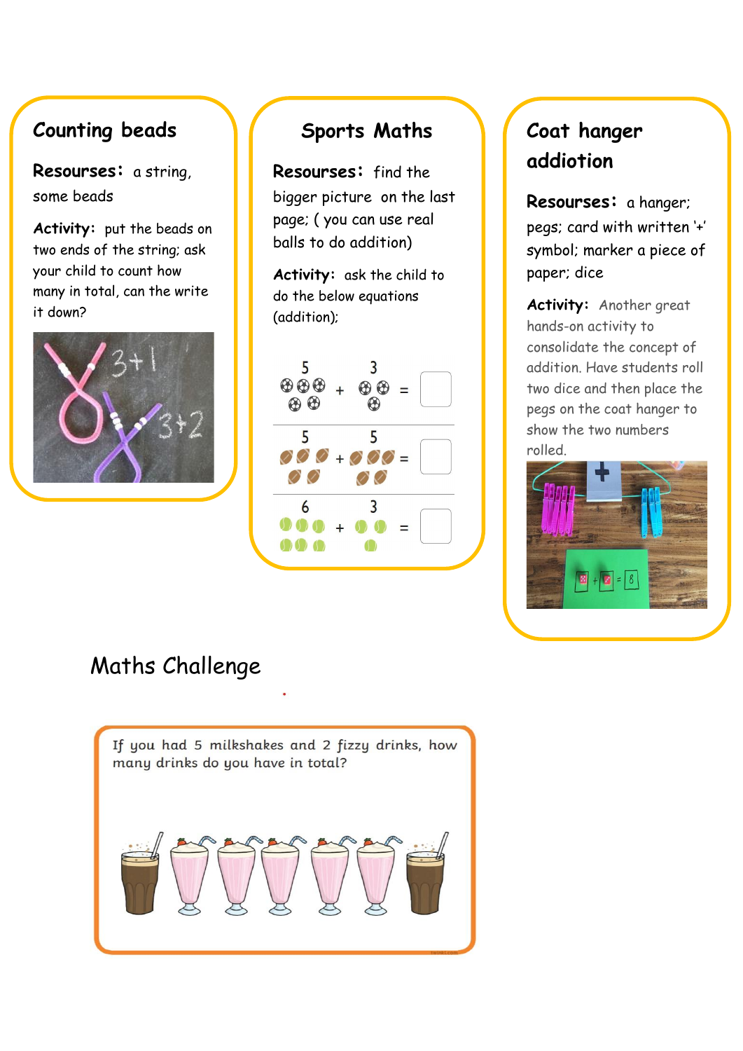## Counting beads

**Resourses:** a string, some beads

**Activity:** put the beads on two ends of the string; ask your child to count how many in total, can the write it down?

## Sports Maths

**Resourses:** find the bigger picture on the last page; ( you can use real balls to do addition)

**Activity:** ask the child to do the below equations (addition);

$5 + 3 = \square$

$5 + 5 = \square$

$6 + 3 = \square$

## Coat hanger addiotion

**Resourses:** a hanger; pegs; card with written '+' symbol; marker a piece of paper; dice

**Activity:** Another great hands-on activity to consolidate the concept of addition. Have students roll two dice and then place the pegs on the coat hanger to show the two numbers rolled.

## Maths Challenge

If you had 5 milkshakes and 2 fizzy drinks, how many drinks do you have in total?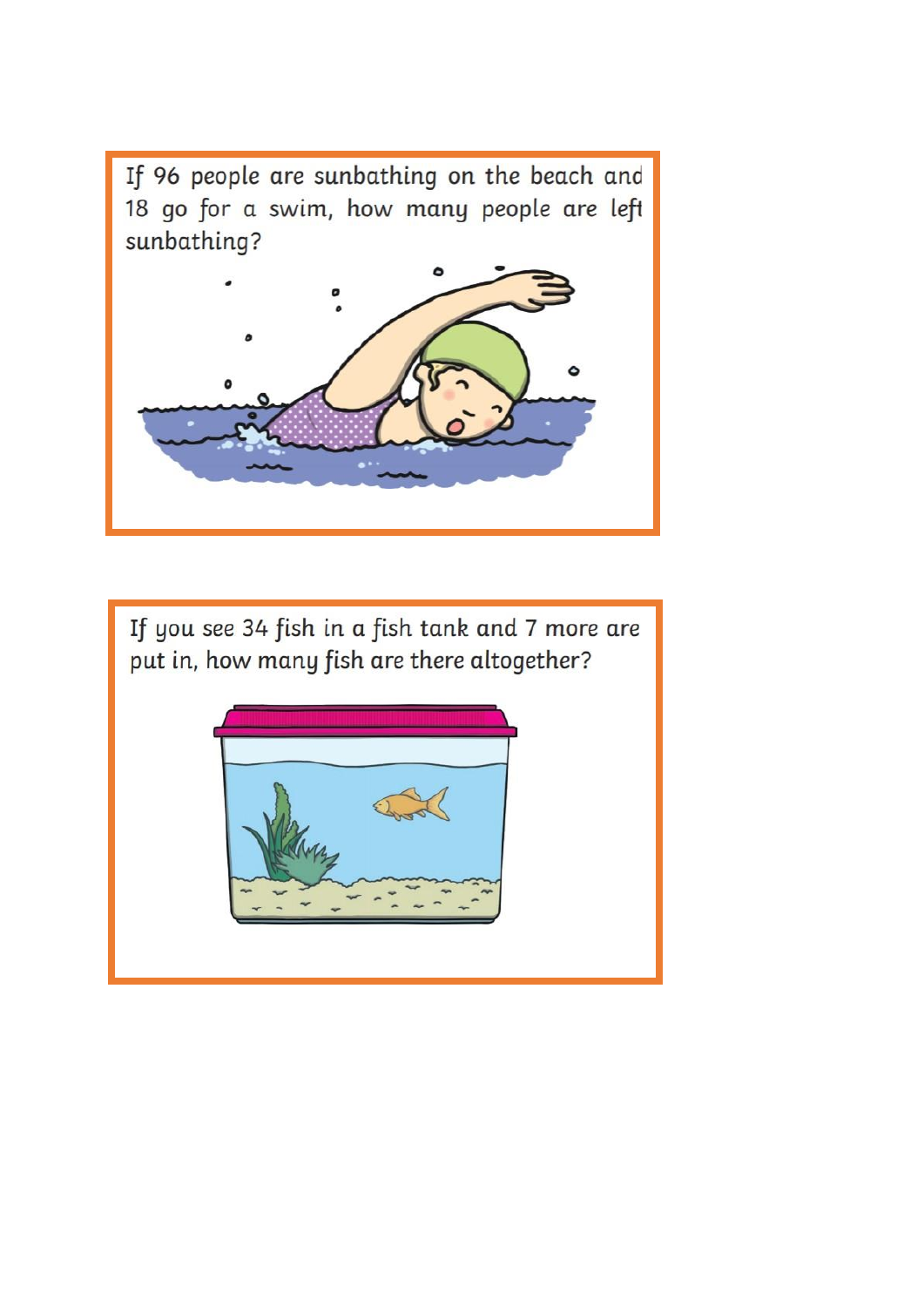If 96 people are sunbathing on the beach and 18 go for a swim, how many people are left sunbathing?

If you see 34 fish in a fish tank and 7 more are put in, how many fish are there altogether?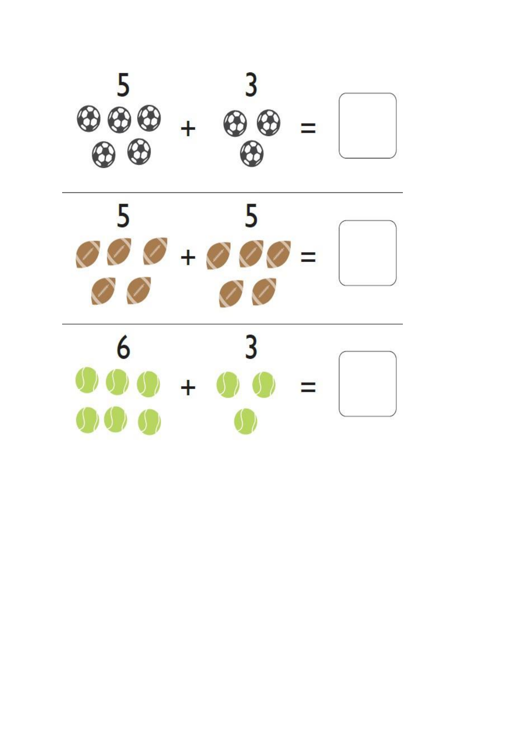$5 + 3 =$ ☐

---

$5 + 5 =$ ☐

---

$6 + 3 =$ ☐